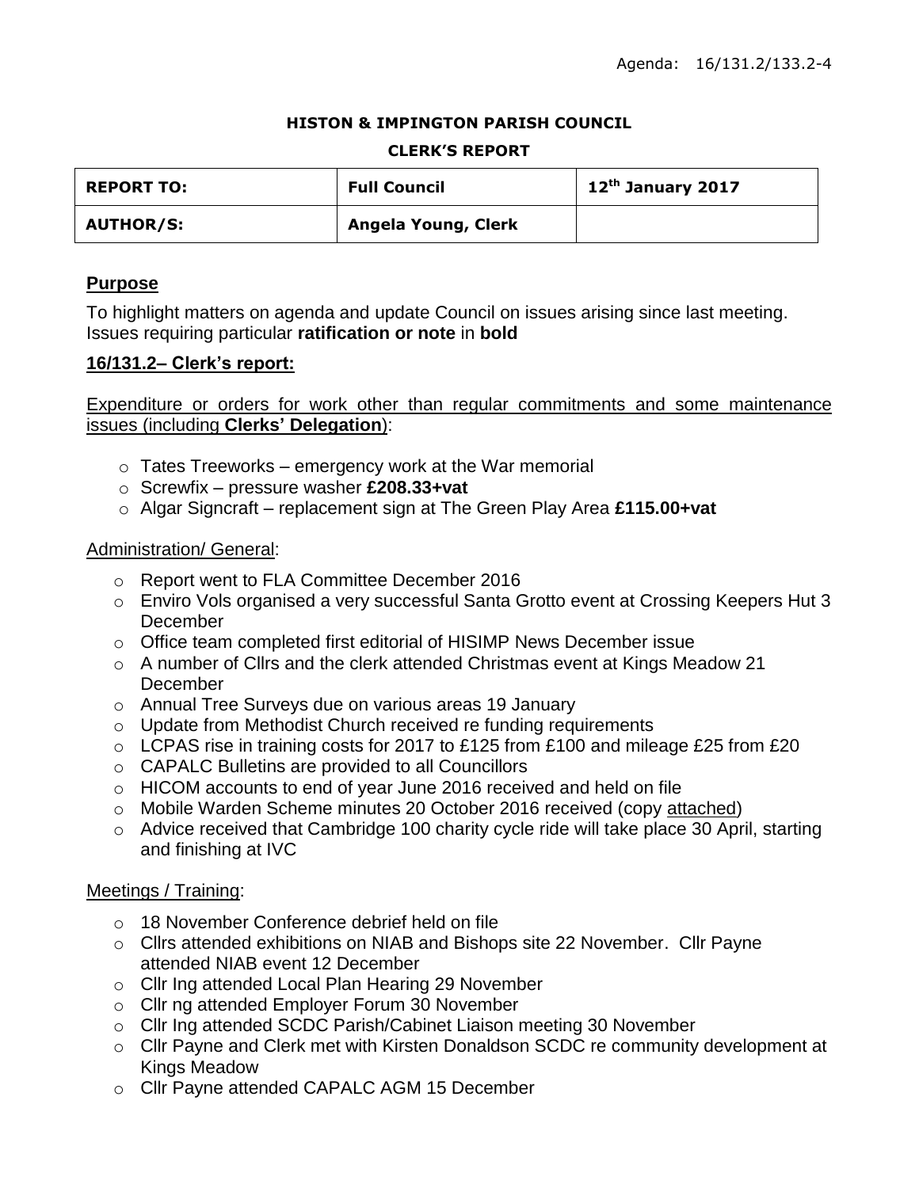Agenda: 16/131.2/133.2-4

**HISTON & IMPINGTON PARISH COUNCIL**

**CLERK'S REPORT**

| **REPORT TO:** | **Full Council** | **12th January 2017** |
|---|---|---|
| **AUTHOR/S:** | **Angela Young, Clerk** | |

## Purpose

To highlight matters on agenda and update Council on issues arising since last meeting. Issues requiring particular **ratification or note** in **bold**

## 16/131.2– Clerk's report:

Expenditure or orders for work other than regular commitments and some maintenance issues (including **Clerks' Delegation**):

- Tates Treeworks – emergency work at the War memorial
- Screwfix – pressure washer **£208.33+vat**
- Algar Signcraft – replacement sign at The Green Play Area **£115.00+vat**

Administration/ General:

- Report went to FLA Committee December 2016
- Enviro Vols organised a very successful Santa Grotto event at Crossing Keepers Hut 3 December
- Office team completed first editorial of HISIMP News December issue
- A number of Cllrs and the clerk attended Christmas event at Kings Meadow 21 December
- Annual Tree Surveys due on various areas 19 January
- Update from Methodist Church received re funding requirements
- LCPAS rise in training costs for 2017 to £125 from £100 and mileage £25 from £20
- CAPALC Bulletins are provided to all Councillors
- HICOM accounts to end of year June 2016 received and held on file
- Mobile Warden Scheme minutes 20 October 2016 received (copy attached)
- Advice received that Cambridge 100 charity cycle ride will take place 30 April, starting and finishing at IVC

Meetings / Training:

- 18 November Conference debrief held on file
- Cllrs attended exhibitions on NIAB and Bishops site 22 November. Cllr Payne attended NIAB event 12 December
- Cllr Ing attended Local Plan Hearing 29 November
- Cllr ng attended Employer Forum 30 November
- Cllr Ing attended SCDC Parish/Cabinet Liaison meeting 30 November
- Cllr Payne and Clerk met with Kirsten Donaldson SCDC re community development at Kings Meadow
- Cllr Payne attended CAPALC AGM 15 December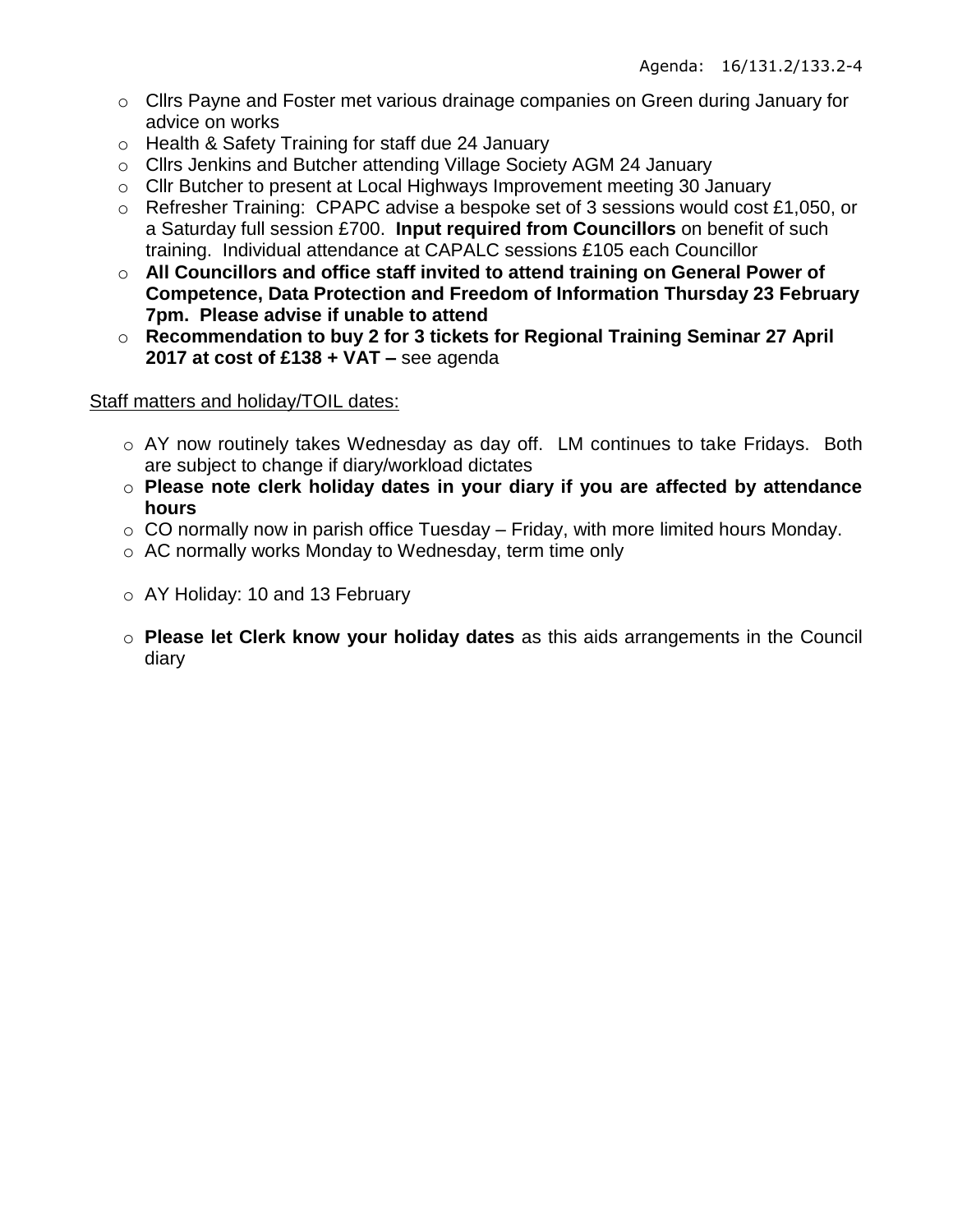- Cllrs Payne and Foster met various drainage companies on Green during January for advice on works
- Health & Safety Training for staff due 24 January
- Cllrs Jenkins and Butcher attending Village Society AGM 24 January
- Cllr Butcher to present at Local Highways Improvement meeting 30 January
- Refresher Training: CPAPC advise a bespoke set of 3 sessions would cost £1,050, or a Saturday full session £700. **Input required from Councillors** on benefit of such training. Individual attendance at CAPALC sessions £105 each Councillor
- **All Councillors and office staff invited to attend training on General Power of Competence, Data Protection and Freedom of Information Thursday 23 February 7pm. Please advise if unable to attend**
- **Recommendation to buy 2 for 3 tickets for Regional Training Seminar 27 April 2017 at cost of £138 + VAT –** see agenda

<u>Staff matters and holiday/TOIL dates:</u>

- AY now routinely takes Wednesday as day off. LM continues to take Fridays. Both are subject to change if diary/workload dictates
- **Please note clerk holiday dates in your diary if you are affected by attendance hours**
- CO normally now in parish office Tuesday – Friday, with more limited hours Monday.
- AC normally works Monday to Wednesday, term time only
- AY Holiday: 10 and 13 February
- **Please let Clerk know your holiday dates** as this aids arrangements in the Council diary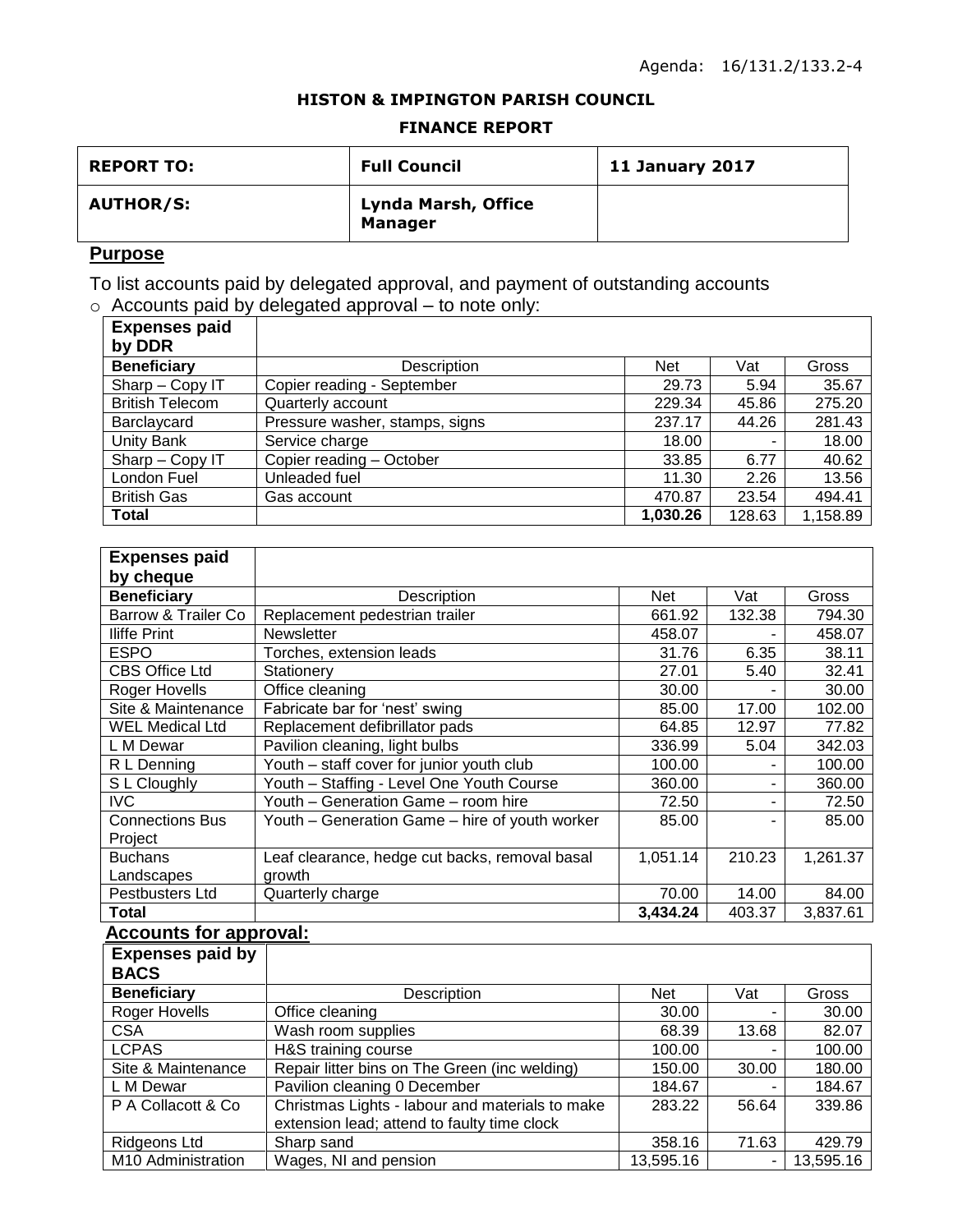Agenda: 16/131.2/133.2-4

**HISTON & IMPINGTON PARISH COUNCIL**

**FINANCE REPORT**

| **REPORT TO:** | **Full Council** | **11 January 2017** |
|---|---|---|
| **AUTHOR/S:** | **Lynda Marsh, Office Manager** | |

## Purpose

To list accounts paid by delegated approval, and payment of outstanding accounts

- Accounts paid by delegated approval – to note only:

| **Expenses paid by DDR** | | | | |
|---|---|---|---|---|
| **Beneficiary** | Description | Net | Vat | Gross |
| Sharp – Copy IT | Copier reading - September | 29.73 | 5.94 | 35.67 |
| British Telecom | Quarterly account | 229.34 | 45.86 | 275.20 |
| Barclaycard | Pressure washer, stamps, signs | 237.17 | 44.26 | 281.43 |
| Unity Bank | Service charge | 18.00 | - | 18.00 |
| Sharp – Copy IT | Copier reading – October | 33.85 | 6.77 | 40.62 |
| London Fuel | Unleaded fuel | 11.30 | 2.26 | 13.56 |
| British Gas | Gas account | 470.87 | 23.54 | 494.41 |
| **Total** | | **1,030.26** | 128.63 | 1,158.89 |

| **Expenses paid by cheque** | | | | |
|---|---|---|---|---|
| **Beneficiary** | Description | Net | Vat | Gross |
| Barrow & Trailer Co | Replacement pedestrian trailer | 661.92 | 132.38 | 794.30 |
| Iliffe Print | Newsletter | 458.07 | - | 458.07 |
| ESPO | Torches, extension leads | 31.76 | 6.35 | 38.11 |
| CBS Office Ltd | Stationery | 27.01 | 5.40 | 32.41 |
| Roger Hovells | Office cleaning | 30.00 | - | 30.00 |
| Site & Maintenance | Fabricate bar for 'nest' swing | 85.00 | 17.00 | 102.00 |
| WEL Medical Ltd | Replacement defibrillator pads | 64.85 | 12.97 | 77.82 |
| L M Dewar | Pavilion cleaning, light bulbs | 336.99 | 5.04 | 342.03 |
| R L Denning | Youth – staff cover for junior youth club | 100.00 | - | 100.00 |
| S L Cloughly | Youth – Staffing - Level One Youth Course | 360.00 | - | 360.00 |
| IVC | Youth – Generation Game – room hire | 72.50 | - | 72.50 |
| Connections Bus Project | Youth – Generation Game – hire of youth worker | 85.00 | - | 85.00 |
| Buchans Landscapes | Leaf clearance, hedge cut backs, removal basal growth | 1,051.14 | 210.23 | 1,261.37 |
| Pestbusters Ltd | Quarterly charge | 70.00 | 14.00 | 84.00 |
| **Total** | | **3,434.24** | 403.37 | 3,837.61 |

**Accounts for approval:**

| **Expenses paid by BACS** | | | | |
|---|---|---|---|---|
| **Beneficiary** | Description | Net | Vat | Gross |
| Roger Hovells | Office cleaning | 30.00 | - | 30.00 |
| CSA | Wash room supplies | 68.39 | 13.68 | 82.07 |
| LCPAS | H&S training course | 100.00 | - | 100.00 |
| Site & Maintenance | Repair litter bins on The Green (inc welding) | 150.00 | 30.00 | 180.00 |
| L M Dewar | Pavilion cleaning 0 December | 184.67 | - | 184.67 |
| P A Collacott & Co | Christmas Lights - labour and materials to make extension lead; attend to faulty time clock | 283.22 | 56.64 | 339.86 |
| Ridgeons Ltd | Sharp sand | 358.16 | 71.63 | 429.79 |
| M10 Administration | Wages, NI and pension | 13,595.16 | - | 13,595.16 |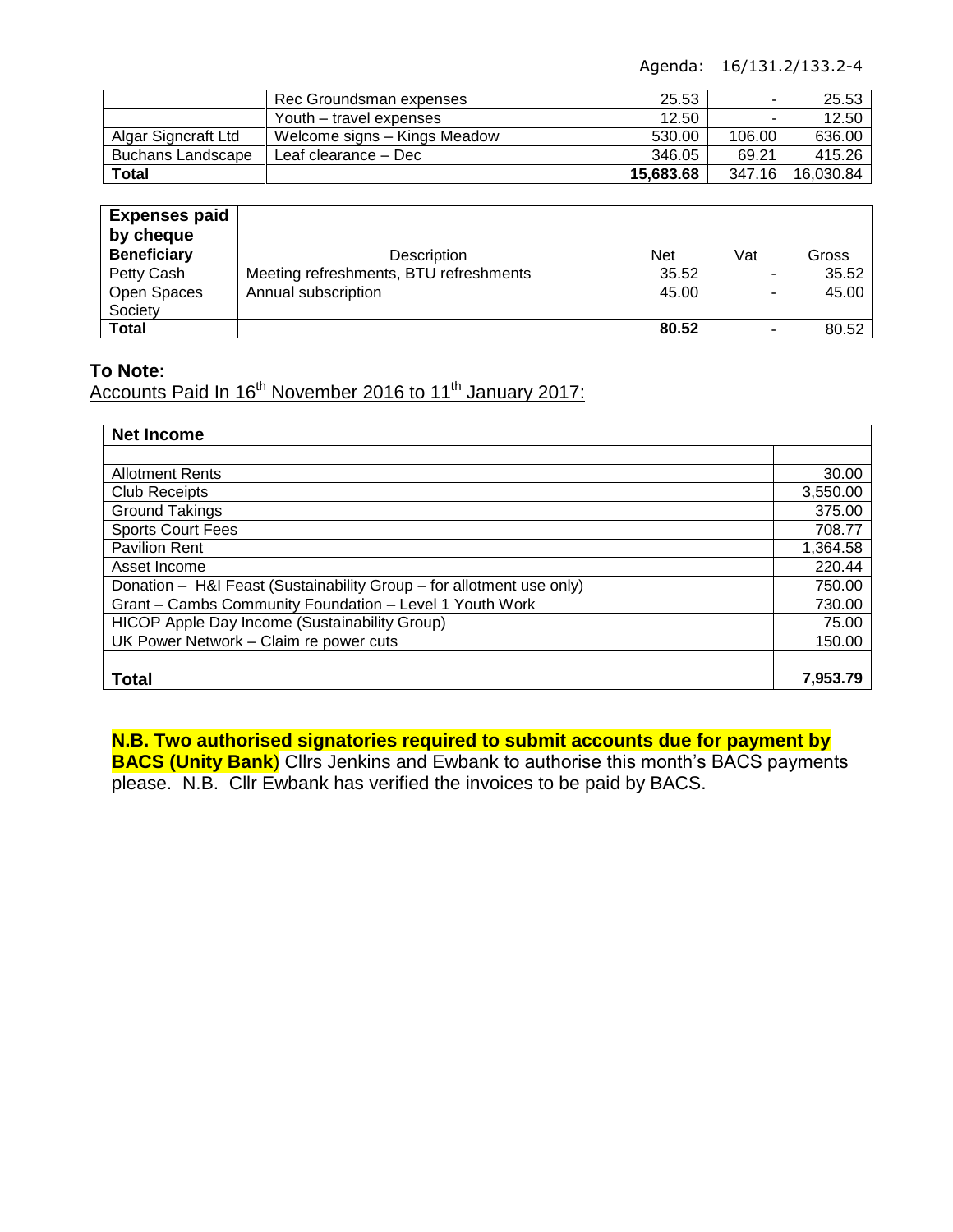Agenda: 16/131.2/133.2-4

| | | | | |
|---|---|---|---|---|
| | Rec Groundsman expenses | 25.53 | - | 25.53 |
| | Youth – travel expenses | 12.50 | - | 12.50 |
| Algar Signcraft Ltd | Welcome signs – Kings Meadow | 530.00 | 106.00 | 636.00 |
| Buchans Landscape | Leaf clearance – Dec | 346.05 | 69.21 | 415.26 |
| **Total** | | **15,683.68** | 347.16 | 16,030.84 |

| **Expenses paid by cheque** | | | | |
|---|---|---|---|---|
| **Beneficiary** | Description | Net | Vat | Gross |
| Petty Cash | Meeting refreshments, BTU refreshments | 35.52 | - | 35.52 |
| Open Spaces Society | Annual subscription | 45.00 | - | 45.00 |
| **Total** | | **80.52** | - | 80.52 |

**To Note:**

Accounts Paid In 16th November 2016 to 11th January 2017:

| **Net Income** | |
|---|---|
| | |
| Allotment Rents | 30.00 |
| Club Receipts | 3,550.00 |
| Ground Takings | 375.00 |
| Sports Court Fees | 708.77 |
| Pavilion Rent | 1,364.58 |
| Asset Income | 220.44 |
| Donation – H&I Feast (Sustainability Group – for allotment use only) | 750.00 |
| Grant – Cambs Community Foundation – Level 1 Youth Work | 730.00 |
| HICOP Apple Day Income (Sustainability Group) | 75.00 |
| UK Power Network – Claim re power cuts | 150.00 |
| | |
| **Total** | **7,953.79** |

**N.B. Two authorised signatories required to submit accounts due for payment by BACS (Unity Bank**) Cllrs Jenkins and Ewbank to authorise this month's BACS payments please. N.B. Cllr Ewbank has verified the invoices to be paid by BACS.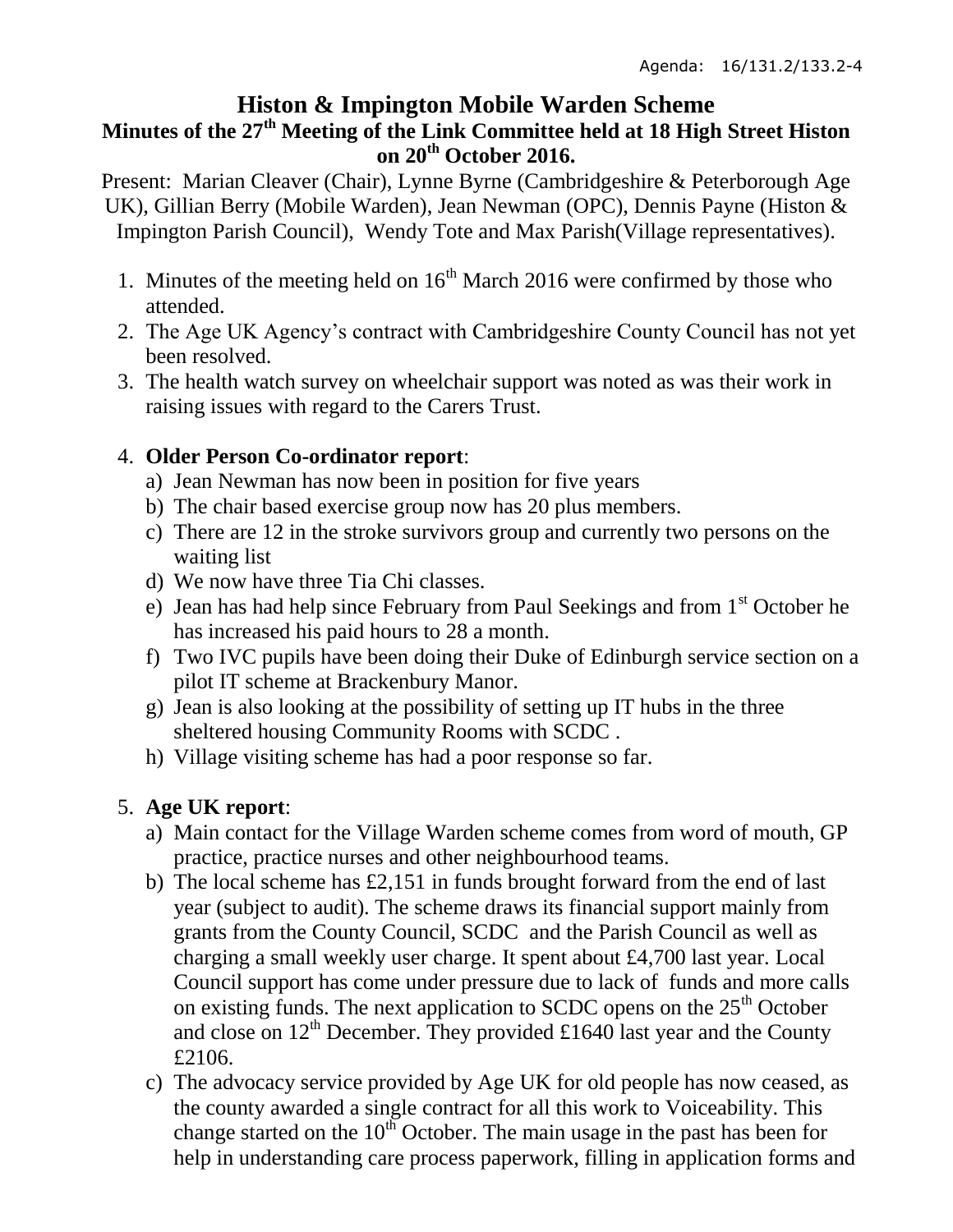Agenda: 16/131.2/133.2-4

# Histon & Impington Mobile Warden Scheme

## Minutes of the 27th Meeting of the Link Committee held at 18 High Street Histon on 20th October 2016.

Present: Marian Cleaver (Chair), Lynne Byrne (Cambridgeshire & Peterborough Age UK), Gillian Berry (Mobile Warden), Jean Newman (OPC), Dennis Payne (Histon & Impington Parish Council), Wendy Tote and Max Parish(Village representatives).

1. Minutes of the meeting held on 16th March 2016 were confirmed by those who attended.
2. The Age UK Agency's contract with Cambridgeshire County Council has not yet been resolved.
3. The health watch survey on wheelchair support was noted as was their work in raising issues with regard to the Carers Trust.
4. **Older Person Co-ordinator report**:
   a) Jean Newman has now been in position for five years
   b) The chair based exercise group now has 20 plus members.
   c) There are 12 in the stroke survivors group and currently two persons on the waiting list
   d) We now have three Tia Chi classes.
   e) Jean has had help since February from Paul Seekings and from 1st October he has increased his paid hours to 28 a month.
   f) Two IVC pupils have been doing their Duke of Edinburgh service section on a pilot IT scheme at Brackenbury Manor.
   g) Jean is also looking at the possibility of setting up IT hubs in the three sheltered housing Community Rooms with SCDC .
   h) Village visiting scheme has had a poor response so far.
5. **Age UK report**:
   a) Main contact for the Village Warden scheme comes from word of mouth, GP practice, practice nurses and other neighbourhood teams.
   b) The local scheme has £2,151 in funds brought forward from the end of last year (subject to audit). The scheme draws its financial support mainly from grants from the County Council, SCDC and the Parish Council as well as charging a small weekly user charge. It spent about £4,700 last year. Local Council support has come under pressure due to lack of funds and more calls on existing funds. The next application to SCDC opens on the 25th October and close on 12th December. They provided £1640 last year and the County £2106.
   c) The advocacy service provided by Age UK for old people has now ceased, as the county awarded a single contract for all this work to Voiceability. This change started on the 10th October. The main usage in the past has been for help in understanding care process paperwork, filling in application forms and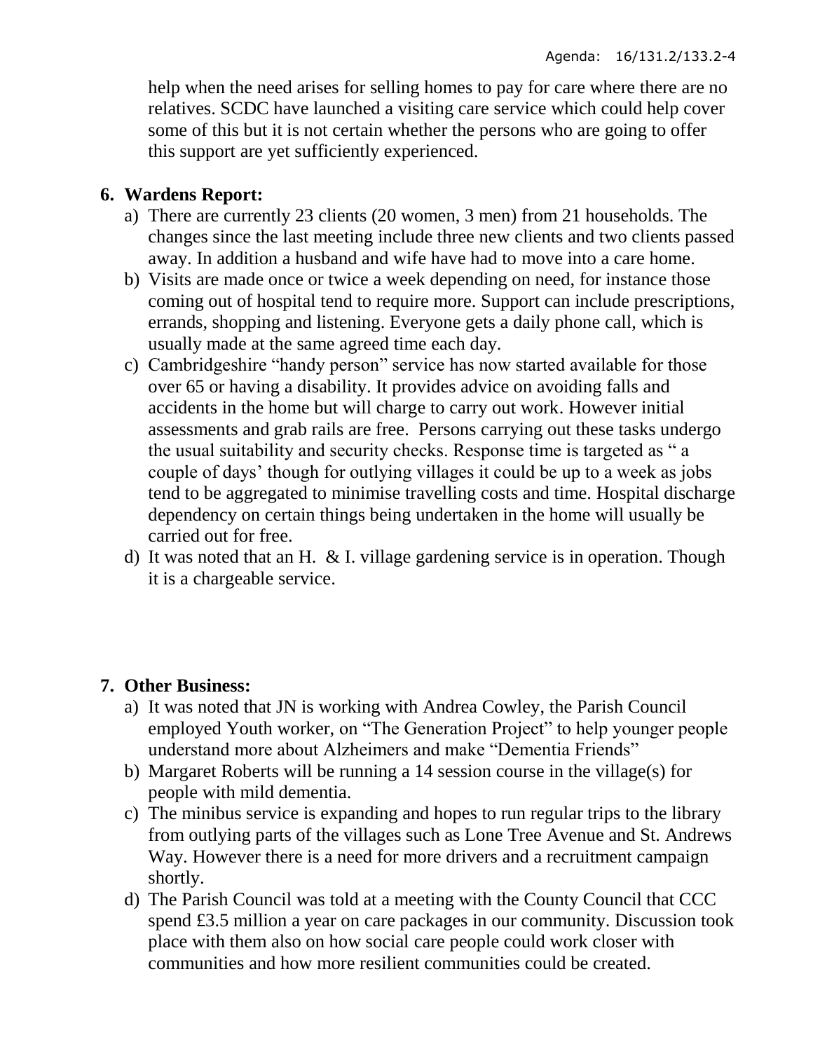help when the need arises for selling homes to pay for care where there are no relatives. SCDC have launched a visiting care service which could help cover some of this but it is not certain whether the persons who are going to offer this support are yet sufficiently experienced.

**6. Wardens Report:**

a) There are currently 23 clients (20 women, 3 men) from 21 households. The changes since the last meeting include three new clients and two clients passed away. In addition a husband and wife have had to move into a care home.

b) Visits are made once or twice a week depending on need, for instance those coming out of hospital tend to require more. Support can include prescriptions, errands, shopping and listening. Everyone gets a daily phone call, which is usually made at the same agreed time each day.

c) Cambridgeshire "handy person" service has now started available for those over 65 or having a disability. It provides advice on avoiding falls and accidents in the home but will charge to carry out work. However initial assessments and grab rails are free. Persons carrying out these tasks undergo the usual suitability and security checks. Response time is targeted as " a couple of days' though for outlying villages it could be up to a week as jobs tend to be aggregated to minimise travelling costs and time. Hospital discharge dependency on certain things being undertaken in the home will usually be carried out for free.

d) It was noted that an H. & I. village gardening service is in operation. Though it is a chargeable service.

**7. Other Business:**

a) It was noted that JN is working with Andrea Cowley, the Parish Council employed Youth worker, on "The Generation Project" to help younger people understand more about Alzheimers and make "Dementia Friends"

b) Margaret Roberts will be running a 14 session course in the village(s) for people with mild dementia.

c) The minibus service is expanding and hopes to run regular trips to the library from outlying parts of the villages such as Lone Tree Avenue and St. Andrews Way. However there is a need for more drivers and a recruitment campaign shortly.

d) The Parish Council was told at a meeting with the County Council that CCC spend £3.5 million a year on care packages in our community. Discussion took place with them also on how social care people could work closer with communities and how more resilient communities could be created.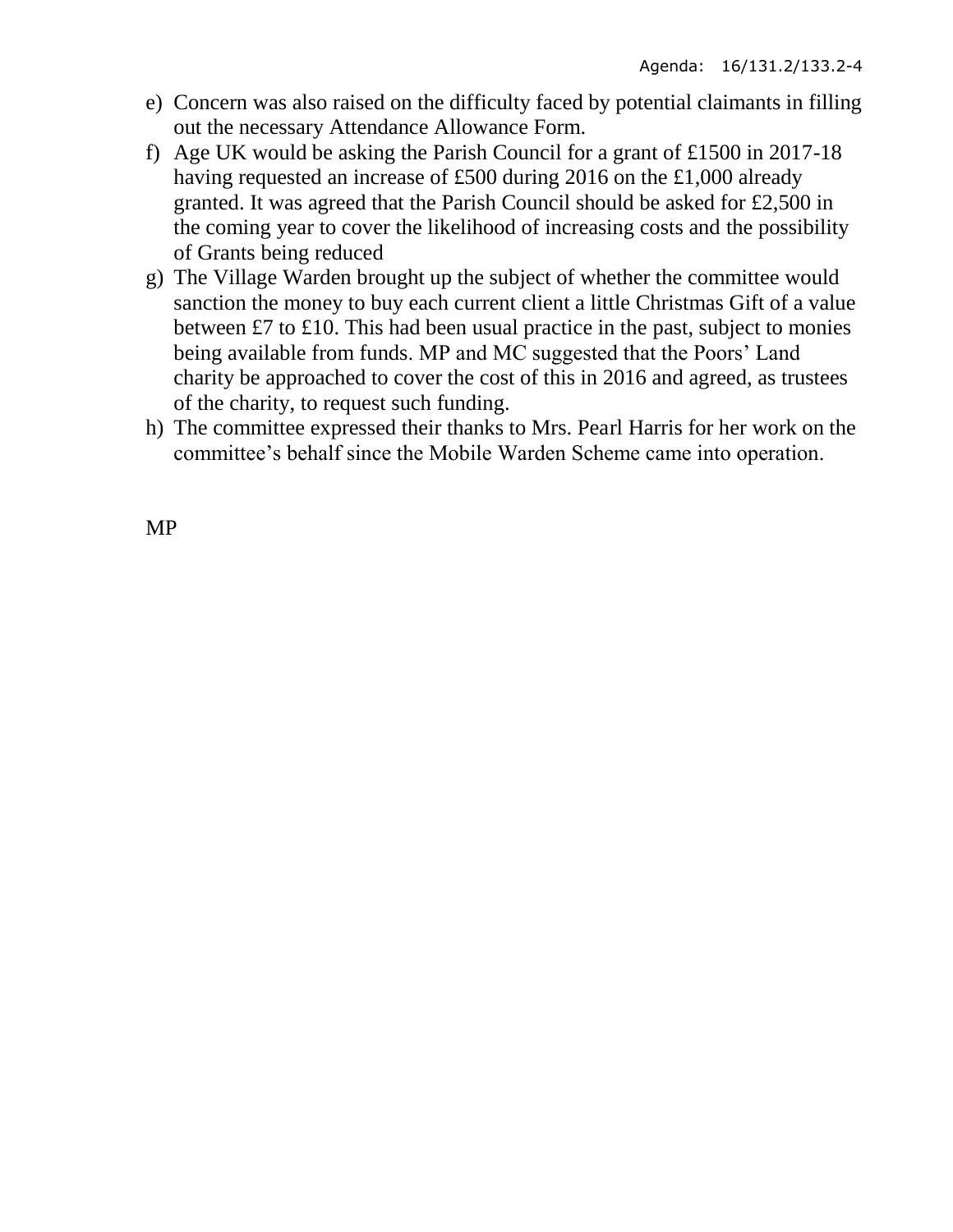e) Concern was also raised on the difficulty faced by potential claimants in filling out the necessary Attendance Allowance Form.
f) Age UK would be asking the Parish Council for a grant of £1500 in 2017-18 having requested an increase of £500 during 2016 on the £1,000 already granted. It was agreed that the Parish Council should be asked for £2,500 in the coming year to cover the likelihood of increasing costs and the possibility of Grants being reduced
g) The Village Warden brought up the subject of whether the committee would sanction the money to buy each current client a little Christmas Gift of a value between £7 to £10. This had been usual practice in the past, subject to monies being available from funds. MP and MC suggested that the Poors' Land charity be approached to cover the cost of this in 2016 and agreed, as trustees of the charity, to request such funding.
h) The committee expressed their thanks to Mrs. Pearl Harris for her work on the committee's behalf since the Mobile Warden Scheme came into operation.

MP